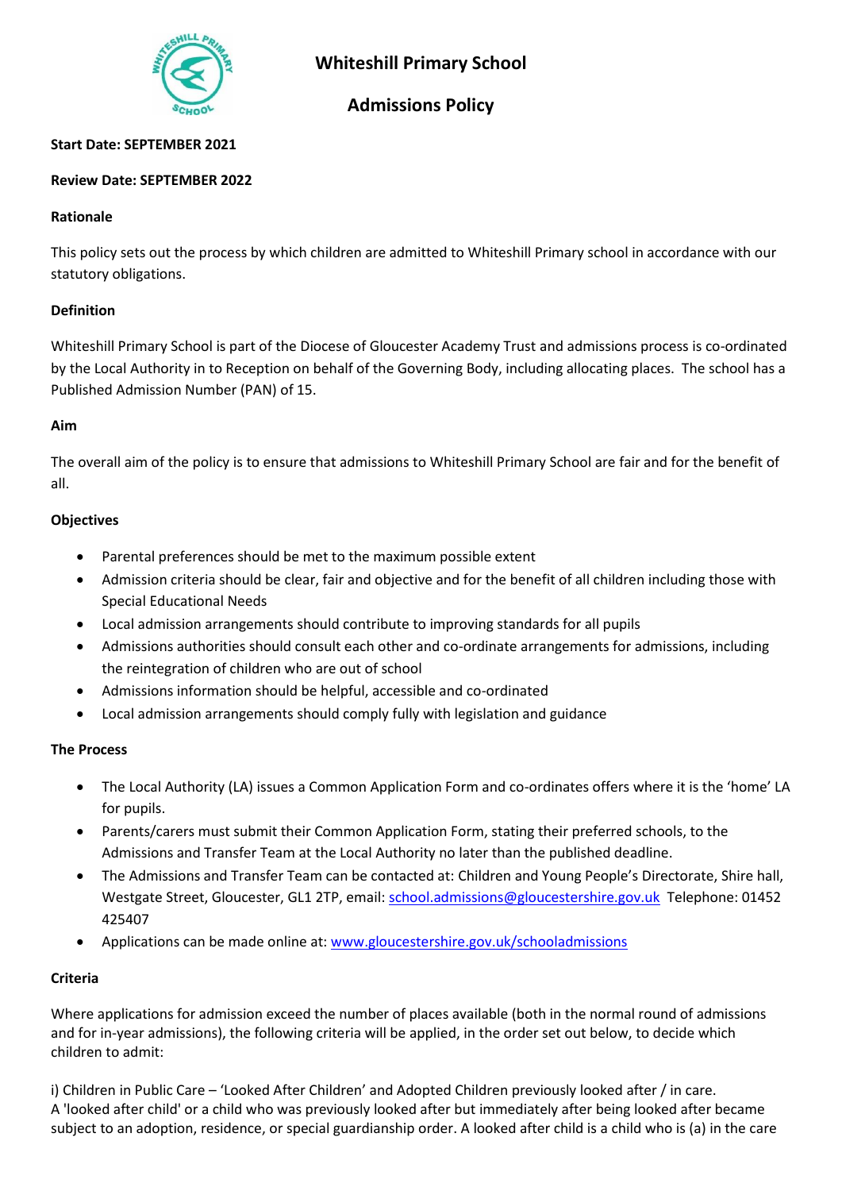# Whiteshill Primary School

## Admissions Policy

**Start Date: SEPTEMBER 2021**

**Review Date: SEPTEMBER 2022**

**Rationale**

This policy sets out the process by which children are admitted to Whiteshill Primary school in accordance with our statutory obligations.

**Definition**

Whiteshill Primary School is part of the Diocese of Gloucester Academy Trust and admissions process is co-ordinated by the Local Authority in to Reception on behalf of the Governing Body, including allocating places. The school has a Published Admission Number (PAN) of 15.

**Aim**

The overall aim of the policy is to ensure that admissions to Whiteshill Primary School are fair and for the benefit of all.

**Objectives**

- Parental preferences should be met to the maximum possible extent
- Admission criteria should be clear, fair and objective and for the benefit of all children including those with Special Educational Needs
- Local admission arrangements should contribute to improving standards for all pupils
- Admissions authorities should consult each other and co-ordinate arrangements for admissions, including the reintegration of children who are out of school
- Admissions information should be helpful, accessible and co-ordinated
- Local admission arrangements should comply fully with legislation and guidance

**The Process**

- The Local Authority (LA) issues a Common Application Form and co-ordinates offers where it is the 'home' LA for pupils.
- Parents/carers must submit their Common Application Form, stating their preferred schools, to the Admissions and Transfer Team at the Local Authority no later than the published deadline.
- The Admissions and Transfer Team can be contacted at: Children and Young People's Directorate, Shire hall, Westgate Street, Gloucester, GL1 2TP, email: school.admissions@gloucestershire.gov.uk Telephone: 01452 425407
- Applications can be made online at: www.gloucestershire.gov.uk/schooladmissions

**Criteria**

Where applications for admission exceed the number of places available (both in the normal round of admissions and for in-year admissions), the following criteria will be applied, in the order set out below, to decide which children to admit:

i) Children in Public Care – 'Looked After Children' and Adopted Children previously looked after / in care.
A 'looked after child' or a child who was previously looked after but immediately after being looked after became subject to an adoption, residence, or special guardianship order. A looked after child is a child who is (a) in the care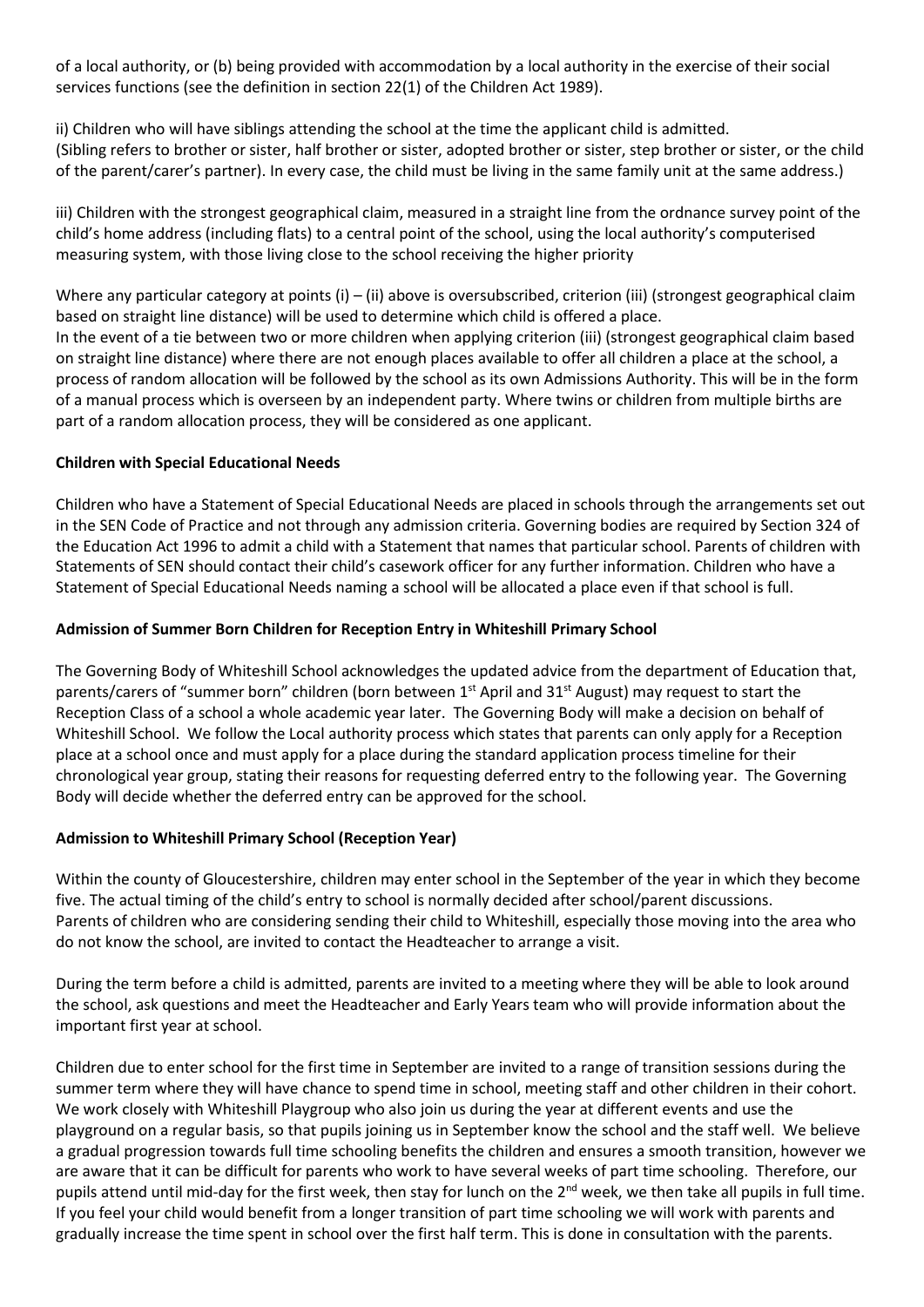of a local authority, or (b) being provided with accommodation by a local authority in the exercise of their social services functions (see the definition in section 22(1) of the Children Act 1989).

ii) Children who will have siblings attending the school at the time the applicant child is admitted. (Sibling refers to brother or sister, half brother or sister, adopted brother or sister, step brother or sister, or the child of the parent/carer's partner). In every case, the child must be living in the same family unit at the same address.)

iii) Children with the strongest geographical claim, measured in a straight line from the ordnance survey point of the child's home address (including flats) to a central point of the school, using the local authority's computerised measuring system, with those living close to the school receiving the higher priority

Where any particular category at points (i) – (ii) above is oversubscribed, criterion (iii) (strongest geographical claim based on straight line distance) will be used to determine which child is offered a place.
In the event of a tie between two or more children when applying criterion (iii) (strongest geographical claim based on straight line distance) where there are not enough places available to offer all children a place at the school, a process of random allocation will be followed by the school as its own Admissions Authority. This will be in the form of a manual process which is overseen by an independent party. Where twins or children from multiple births are part of a random allocation process, they will be considered as one applicant.

**Children with Special Educational Needs**

Children who have a Statement of Special Educational Needs are placed in schools through the arrangements set out in the SEN Code of Practice and not through any admission criteria. Governing bodies are required by Section 324 of the Education Act 1996 to admit a child with a Statement that names that particular school. Parents of children with Statements of SEN should contact their child's casework officer for any further information. Children who have a Statement of Special Educational Needs naming a school will be allocated a place even if that school is full.

**Admission of Summer Born Children for Reception Entry in Whiteshill Primary School**

The Governing Body of Whiteshill School acknowledges the updated advice from the department of Education that, parents/carers of "summer born" children (born between 1st April and 31st August) may request to start the Reception Class of a school a whole academic year later. The Governing Body will make a decision on behalf of Whiteshill School. We follow the Local authority process which states that parents can only apply for a Reception place at a school once and must apply for a place during the standard application process timeline for their chronological year group, stating their reasons for requesting deferred entry to the following year. The Governing Body will decide whether the deferred entry can be approved for the school.

**Admission to Whiteshill Primary School (Reception Year)**

Within the county of Gloucestershire, children may enter school in the September of the year in which they become five. The actual timing of the child's entry to school is normally decided after school/parent discussions.
Parents of children who are considering sending their child to Whiteshill, especially those moving into the area who do not know the school, are invited to contact the Headteacher to arrange a visit.

During the term before a child is admitted, parents are invited to a meeting where they will be able to look around the school, ask questions and meet the Headteacher and Early Years team who will provide information about the important first year at school.

Children due to enter school for the first time in September are invited to a range of transition sessions during the summer term where they will have chance to spend time in school, meeting staff and other children in their cohort. We work closely with Whiteshill Playgroup who also join us during the year at different events and use the playground on a regular basis, so that pupils joining us in September know the school and the staff well. We believe a gradual progression towards full time schooling benefits the children and ensures a smooth transition, however we are aware that it can be difficult for parents who work to have several weeks of part time schooling. Therefore, our pupils attend until mid-day for the first week, then stay for lunch on the 2nd week, we then take all pupils in full time. If you feel your child would benefit from a longer transition of part time schooling we will work with parents and gradually increase the time spent in school over the first half term. This is done in consultation with the parents.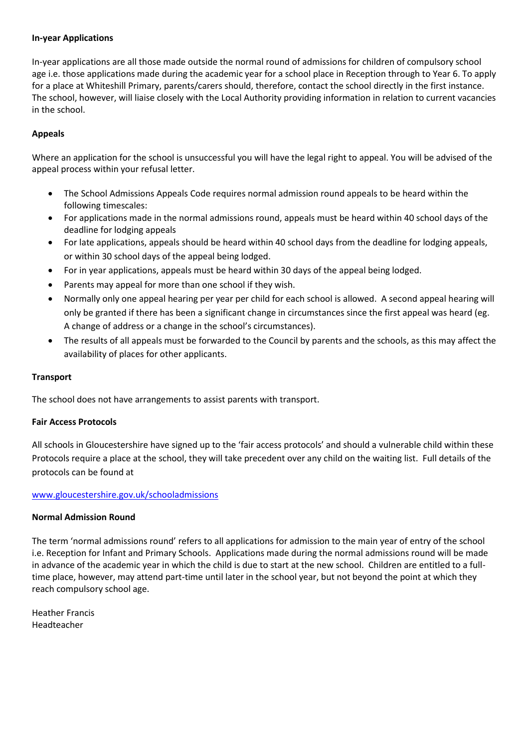**In-year Applications**

In-year applications are all those made outside the normal round of admissions for children of compulsory school age i.e. those applications made during the academic year for a school place in Reception through to Year 6. To apply for a place at Whiteshill Primary, parents/carers should, therefore, contact the school directly in the first instance. The school, however, will liaise closely with the Local Authority providing information in relation to current vacancies in the school.

**Appeals**

Where an application for the school is unsuccessful you will have the legal right to appeal. You will be advised of the appeal process within your refusal letter.

- The School Admissions Appeals Code requires normal admission round appeals to be heard within the following timescales:
- For applications made in the normal admissions round, appeals must be heard within 40 school days of the deadline for lodging appeals
- For late applications, appeals should be heard within 40 school days from the deadline for lodging appeals, or within 30 school days of the appeal being lodged.
- For in year applications, appeals must be heard within 30 days of the appeal being lodged.
- Parents may appeal for more than one school if they wish.
- Normally only one appeal hearing per year per child for each school is allowed. A second appeal hearing will only be granted if there has been a significant change in circumstances since the first appeal was heard (eg. A change of address or a change in the school's circumstances).
- The results of all appeals must be forwarded to the Council by parents and the schools, as this may affect the availability of places for other applicants.

**Transport**

The school does not have arrangements to assist parents with transport.

**Fair Access Protocols**

All schools in Gloucestershire have signed up to the 'fair access protocols' and should a vulnerable child within these Protocols require a place at the school, they will take precedent over any child on the waiting list. Full details of the protocols can be found at

www.gloucestershire.gov.uk/schooladmissions

**Normal Admission Round**

The term 'normal admissions round' refers to all applications for admission to the main year of entry of the school i.e. Reception for Infant and Primary Schools. Applications made during the normal admissions round will be made in advance of the academic year in which the child is due to start at the new school. Children are entitled to a full-time place, however, may attend part-time until later in the school year, but not beyond the point at which they reach compulsory school age.

Heather Francis
Headteacher